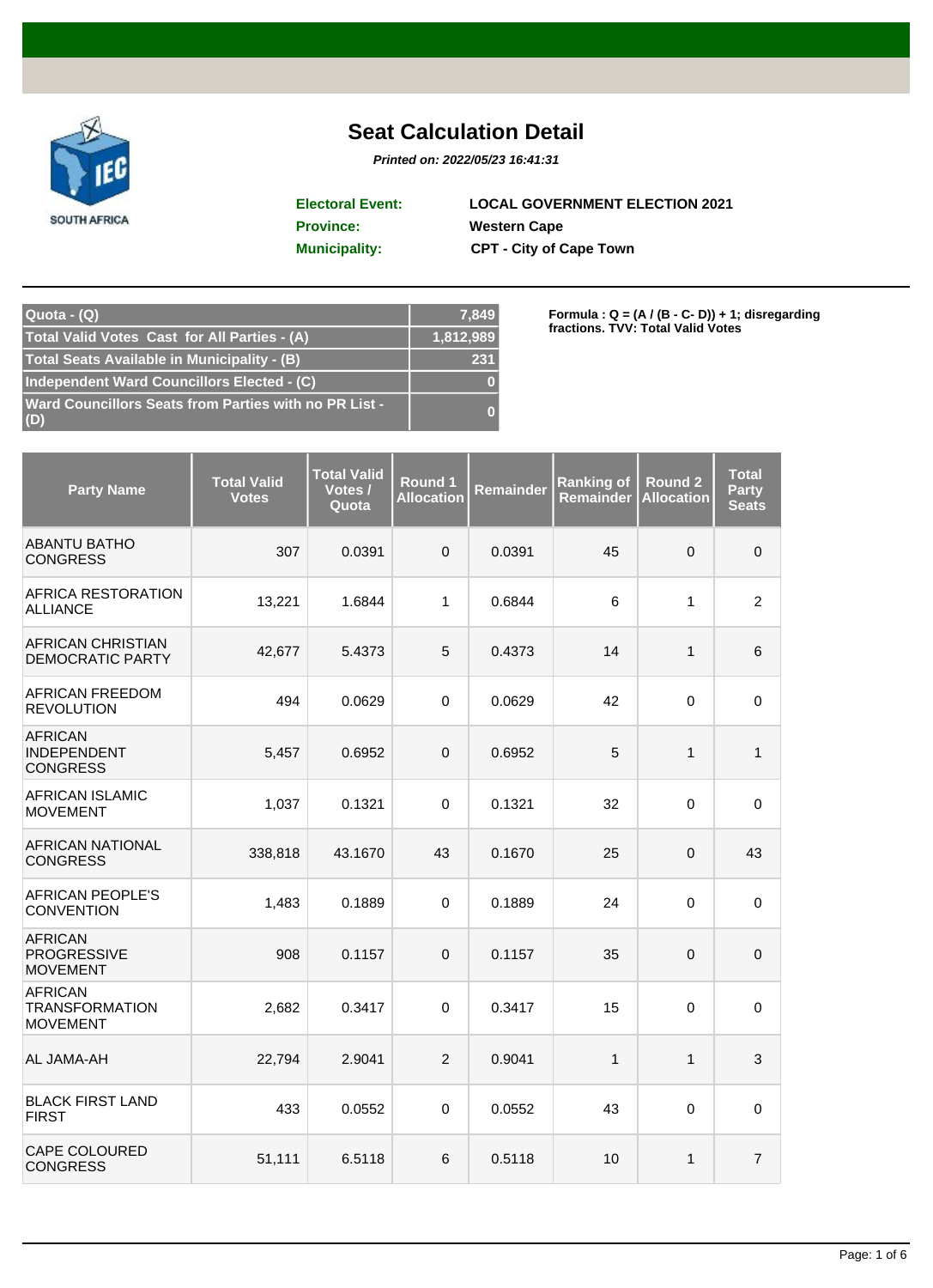# Seat Calculation Detail

***Printed on: 2022/05/23 16:41:31***

**Electoral Event:** LOCAL GOVERNMENT ELECTION 2021
**Province:** Western Cape
**Municipality:** CPT - City of Cape Town

| | |
|---|---|
| Quota - (Q) | 7,849 |
| Total Valid Votes Cast for All Parties - (A) | 1,812,989 |
| Total Seats Available in Municipality - (B) | 231 |
| Independent Ward Councillors Elected - (C) | 0 |
| Ward Councillors Seats from Parties with no PR List - (D) | 0 |

**Formula : Q = (A / (B - C- D)) + 1; disregarding fractions. TVV: Total Valid Votes**

| Party Name | Total Valid Votes | Total Valid Votes / Quota | Round 1 Allocation | Remainder | Ranking of Remainder | Round 2 Allocation | Total Party Seats |
|---|---|---|---|---|---|---|---|
| ABANTU BATHO CONGRESS | 307 | 0.0391 | 0 | 0.0391 | 45 | 0 | 0 |
| AFRICA RESTORATION ALLIANCE | 13,221 | 1.6844 | 1 | 0.6844 | 6 | 1 | 2 |
| AFRICAN CHRISTIAN DEMOCRATIC PARTY | 42,677 | 5.4373 | 5 | 0.4373 | 14 | 1 | 6 |
| AFRICAN FREEDOM REVOLUTION | 494 | 0.0629 | 0 | 0.0629 | 42 | 0 | 0 |
| AFRICAN INDEPENDENT CONGRESS | 5,457 | 0.6952 | 0 | 0.6952 | 5 | 1 | 1 |
| AFRICAN ISLAMIC MOVEMENT | 1,037 | 0.1321 | 0 | 0.1321 | 32 | 0 | 0 |
| AFRICAN NATIONAL CONGRESS | 338,818 | 43.1670 | 43 | 0.1670 | 25 | 0 | 43 |
| AFRICAN PEOPLE'S CONVENTION | 1,483 | 0.1889 | 0 | 0.1889 | 24 | 0 | 0 |
| AFRICAN PROGRESSIVE MOVEMENT | 908 | 0.1157 | 0 | 0.1157 | 35 | 0 | 0 |
| AFRICAN TRANSFORMATION MOVEMENT | 2,682 | 0.3417 | 0 | 0.3417 | 15 | 0 | 0 |
| AL JAMA-AH | 22,794 | 2.9041 | 2 | 0.9041 | 1 | 1 | 3 |
| BLACK FIRST LAND FIRST | 433 | 0.0552 | 0 | 0.0552 | 43 | 0 | 0 |
| CAPE COLOURED CONGRESS | 51,111 | 6.5118 | 6 | 0.5118 | 10 | 1 | 7 |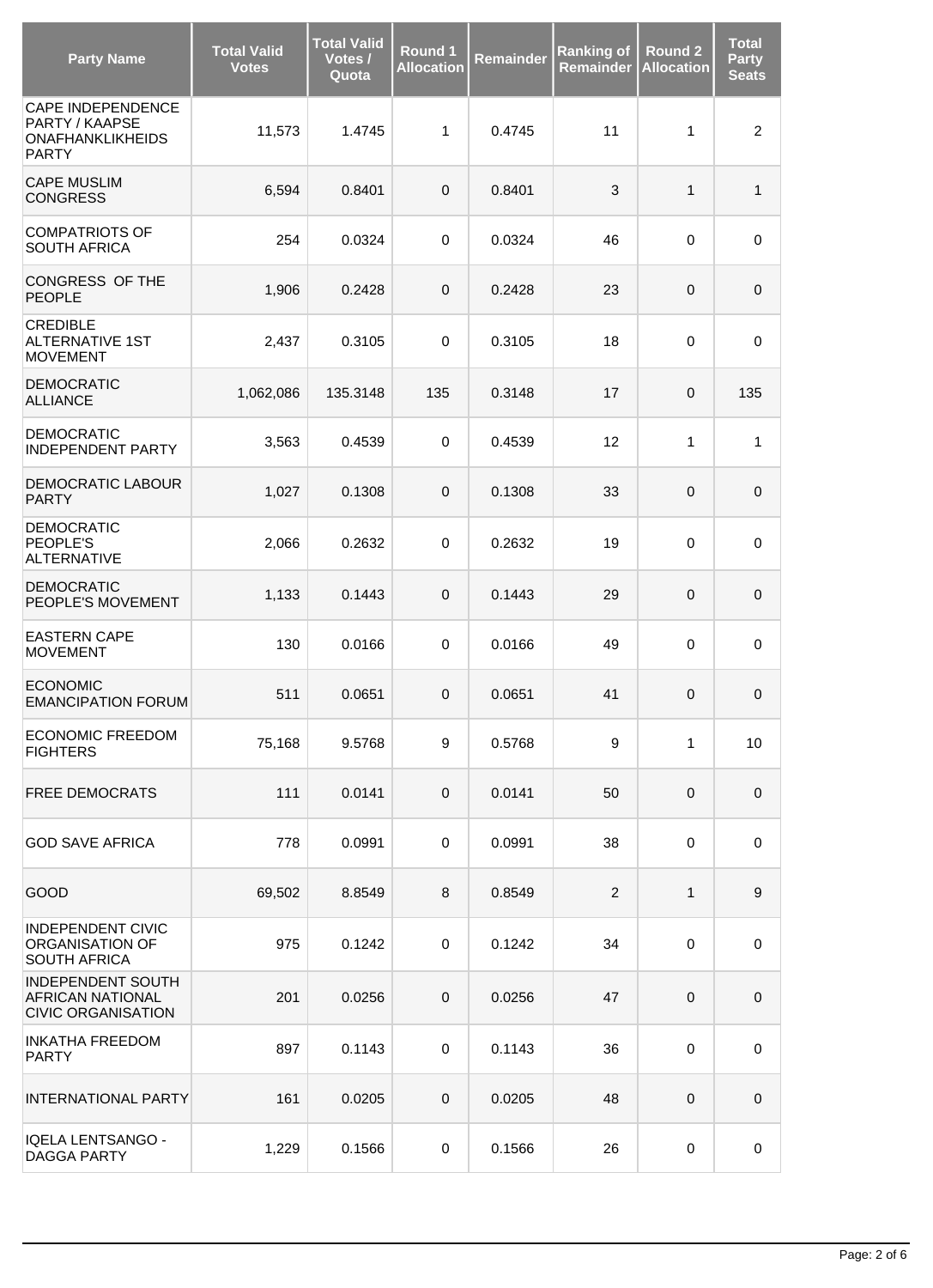| Party Name | Total Valid Votes | Total Valid Votes / Quota | Round 1 Allocation | Remainder | Ranking of Remainder | Round 2 Allocation | Total Party Seats |
|---|---|---|---|---|---|---|---|
| CAPE INDEPENDENCE PARTY / KAAPSE ONAFHANKLIKHEIDS PARTY | 11,573 | 1.4745 | 1 | 0.4745 | 11 | 1 | 2 |
| CAPE MUSLIM CONGRESS | 6,594 | 0.8401 | 0 | 0.8401 | 3 | 1 | 1 |
| COMPATRIOTS OF SOUTH AFRICA | 254 | 0.0324 | 0 | 0.0324 | 46 | 0 | 0 |
| CONGRESS OF THE PEOPLE | 1,906 | 0.2428 | 0 | 0.2428 | 23 | 0 | 0 |
| CREDIBLE ALTERNATIVE 1ST MOVEMENT | 2,437 | 0.3105 | 0 | 0.3105 | 18 | 0 | 0 |
| DEMOCRATIC ALLIANCE | 1,062,086 | 135.3148 | 135 | 0.3148 | 17 | 0 | 135 |
| DEMOCRATIC INDEPENDENT PARTY | 3,563 | 0.4539 | 0 | 0.4539 | 12 | 1 | 1 |
| DEMOCRATIC LABOUR PARTY | 1,027 | 0.1308 | 0 | 0.1308 | 33 | 0 | 0 |
| DEMOCRATIC PEOPLE'S ALTERNATIVE | 2,066 | 0.2632 | 0 | 0.2632 | 19 | 0 | 0 |
| DEMOCRATIC PEOPLE'S MOVEMENT | 1,133 | 0.1443 | 0 | 0.1443 | 29 | 0 | 0 |
| EASTERN CAPE MOVEMENT | 130 | 0.0166 | 0 | 0.0166 | 49 | 0 | 0 |
| ECONOMIC EMANCIPATION FORUM | 511 | 0.0651 | 0 | 0.0651 | 41 | 0 | 0 |
| ECONOMIC FREEDOM FIGHTERS | 75,168 | 9.5768 | 9 | 0.5768 | 9 | 1 | 10 |
| FREE DEMOCRATS | 111 | 0.0141 | 0 | 0.0141 | 50 | 0 | 0 |
| GOD SAVE AFRICA | 778 | 0.0991 | 0 | 0.0991 | 38 | 0 | 0 |
| GOOD | 69,502 | 8.8549 | 8 | 0.8549 | 2 | 1 | 9 |
| INDEPENDENT CIVIC ORGANISATION OF SOUTH AFRICA | 975 | 0.1242 | 0 | 0.1242 | 34 | 0 | 0 |
| INDEPENDENT SOUTH AFRICAN NATIONAL CIVIC ORGANISATION | 201 | 0.0256 | 0 | 0.0256 | 47 | 0 | 0 |
| INKATHA FREEDOM PARTY | 897 | 0.1143 | 0 | 0.1143 | 36 | 0 | 0 |
| INTERNATIONAL PARTY | 161 | 0.0205 | 0 | 0.0205 | 48 | 0 | 0 |
| IQELA LENTSANGO - DAGGA PARTY | 1,229 | 0.1566 | 0 | 0.1566 | 26 | 0 | 0 |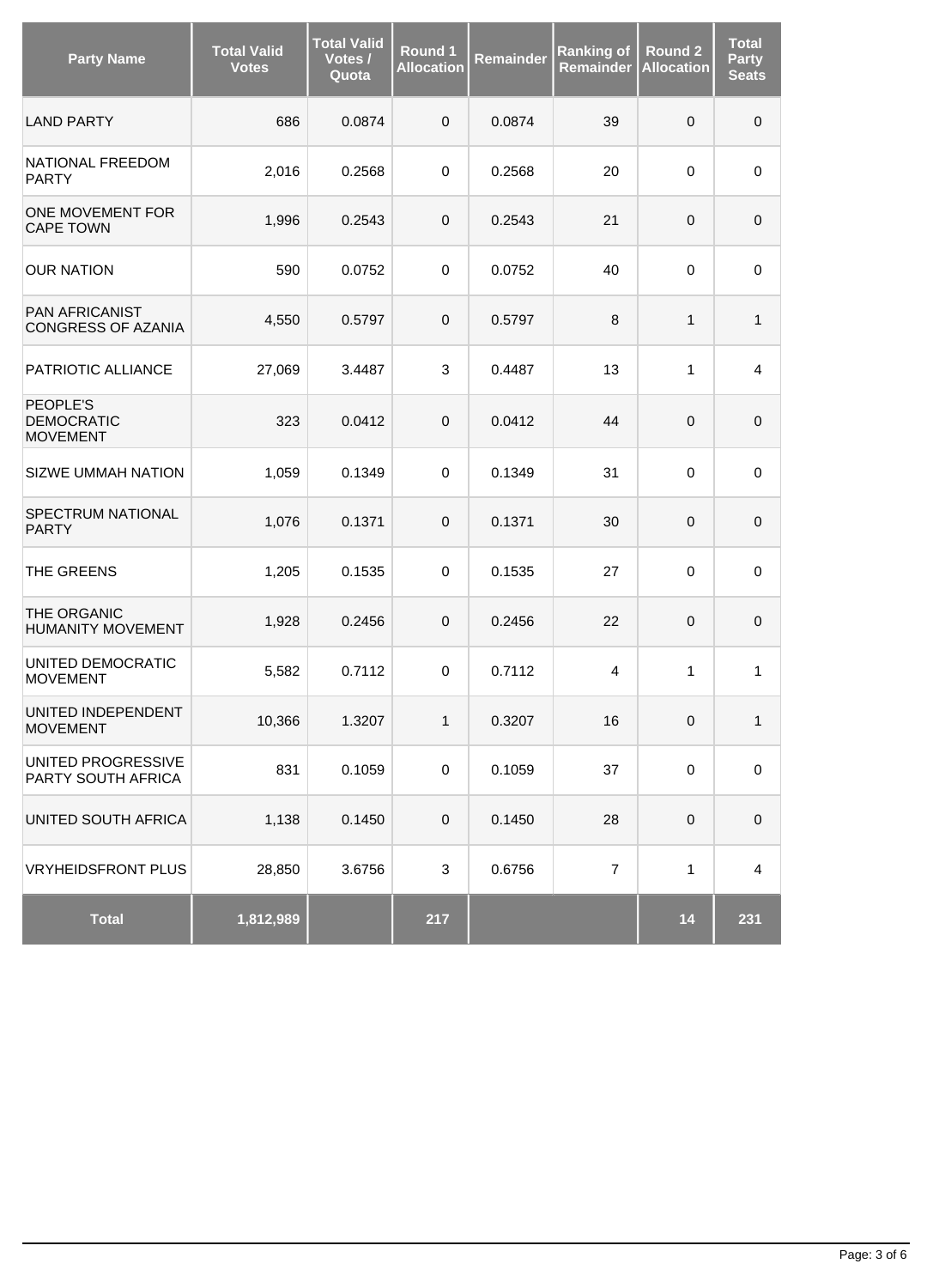| Party Name | Total Valid Votes | Total Valid Votes / Quota | Round 1 Allocation | Remainder | Ranking of Remainder | Round 2 Allocation | Total Party Seats |
|---|---|---|---|---|---|---|---|
| LAND PARTY | 686 | 0.0874 | 0 | 0.0874 | 39 | 0 | 0 |
| NATIONAL FREEDOM PARTY | 2,016 | 0.2568 | 0 | 0.2568 | 20 | 0 | 0 |
| ONE MOVEMENT FOR CAPE TOWN | 1,996 | 0.2543 | 0 | 0.2543 | 21 | 0 | 0 |
| OUR NATION | 590 | 0.0752 | 0 | 0.0752 | 40 | 0 | 0 |
| PAN AFRICANIST CONGRESS OF AZANIA | 4,550 | 0.5797 | 0 | 0.5797 | 8 | 1 | 1 |
| PATRIOTIC ALLIANCE | 27,069 | 3.4487 | 3 | 0.4487 | 13 | 1 | 4 |
| PEOPLE'S DEMOCRATIC MOVEMENT | 323 | 0.0412 | 0 | 0.0412 | 44 | 0 | 0 |
| SIZWE UMMAH NATION | 1,059 | 0.1349 | 0 | 0.1349 | 31 | 0 | 0 |
| SPECTRUM NATIONAL PARTY | 1,076 | 0.1371 | 0 | 0.1371 | 30 | 0 | 0 |
| THE GREENS | 1,205 | 0.1535 | 0 | 0.1535 | 27 | 0 | 0 |
| THE ORGANIC HUMANITY MOVEMENT | 1,928 | 0.2456 | 0 | 0.2456 | 22 | 0 | 0 |
| UNITED DEMOCRATIC MOVEMENT | 5,582 | 0.7112 | 0 | 0.7112 | 4 | 1 | 1 |
| UNITED INDEPENDENT MOVEMENT | 10,366 | 1.3207 | 1 | 0.3207 | 16 | 0 | 1 |
| UNITED PROGRESSIVE PARTY SOUTH AFRICA | 831 | 0.1059 | 0 | 0.1059 | 37 | 0 | 0 |
| UNITED SOUTH AFRICA | 1,138 | 0.1450 | 0 | 0.1450 | 28 | 0 | 0 |
| VRYHEIDSFRONT PLUS | 28,850 | 3.6756 | 3 | 0.6756 | 7 | 1 | 4 |
| **Total** | **1,812,989** | | **217** | | | **14** | **231** |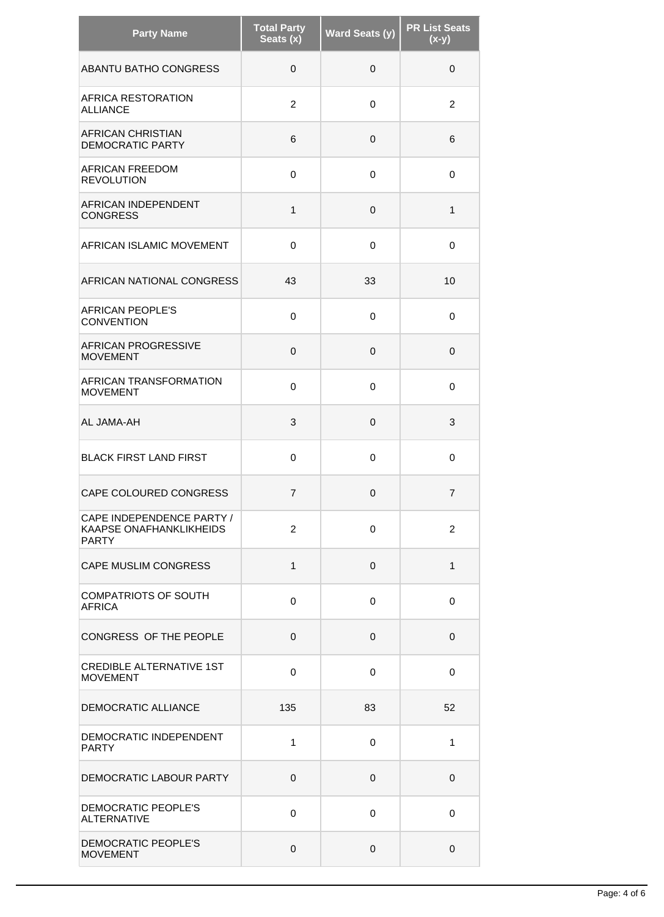| Party Name | Total Party Seats (x) | Ward Seats (y) | PR List Seats (x-y) |
|---|---|---|---|
| ABANTU BATHO CONGRESS | 0 | 0 | 0 |
| AFRICA RESTORATION ALLIANCE | 2 | 0 | 2 |
| AFRICAN CHRISTIAN DEMOCRATIC PARTY | 6 | 0 | 6 |
| AFRICAN FREEDOM REVOLUTION | 0 | 0 | 0 |
| AFRICAN INDEPENDENT CONGRESS | 1 | 0 | 1 |
| AFRICAN ISLAMIC MOVEMENT | 0 | 0 | 0 |
| AFRICAN NATIONAL CONGRESS | 43 | 33 | 10 |
| AFRICAN PEOPLE'S CONVENTION | 0 | 0 | 0 |
| AFRICAN PROGRESSIVE MOVEMENT | 0 | 0 | 0 |
| AFRICAN TRANSFORMATION MOVEMENT | 0 | 0 | 0 |
| AL JAMA-AH | 3 | 0 | 3 |
| BLACK FIRST LAND FIRST | 0 | 0 | 0 |
| CAPE COLOURED CONGRESS | 7 | 0 | 7 |
| CAPE INDEPENDENCE PARTY / KAAPSE ONAFHANKLIKHEIDS PARTY | 2 | 0 | 2 |
| CAPE MUSLIM CONGRESS | 1 | 0 | 1 |
| COMPATRIOTS OF SOUTH AFRICA | 0 | 0 | 0 |
| CONGRESS OF THE PEOPLE | 0 | 0 | 0 |
| CREDIBLE ALTERNATIVE 1ST MOVEMENT | 0 | 0 | 0 |
| DEMOCRATIC ALLIANCE | 135 | 83 | 52 |
| DEMOCRATIC INDEPENDENT PARTY | 1 | 0 | 1 |
| DEMOCRATIC LABOUR PARTY | 0 | 0 | 0 |
| DEMOCRATIC PEOPLE'S ALTERNATIVE | 0 | 0 | 0 |
| DEMOCRATIC PEOPLE'S MOVEMENT | 0 | 0 | 0 |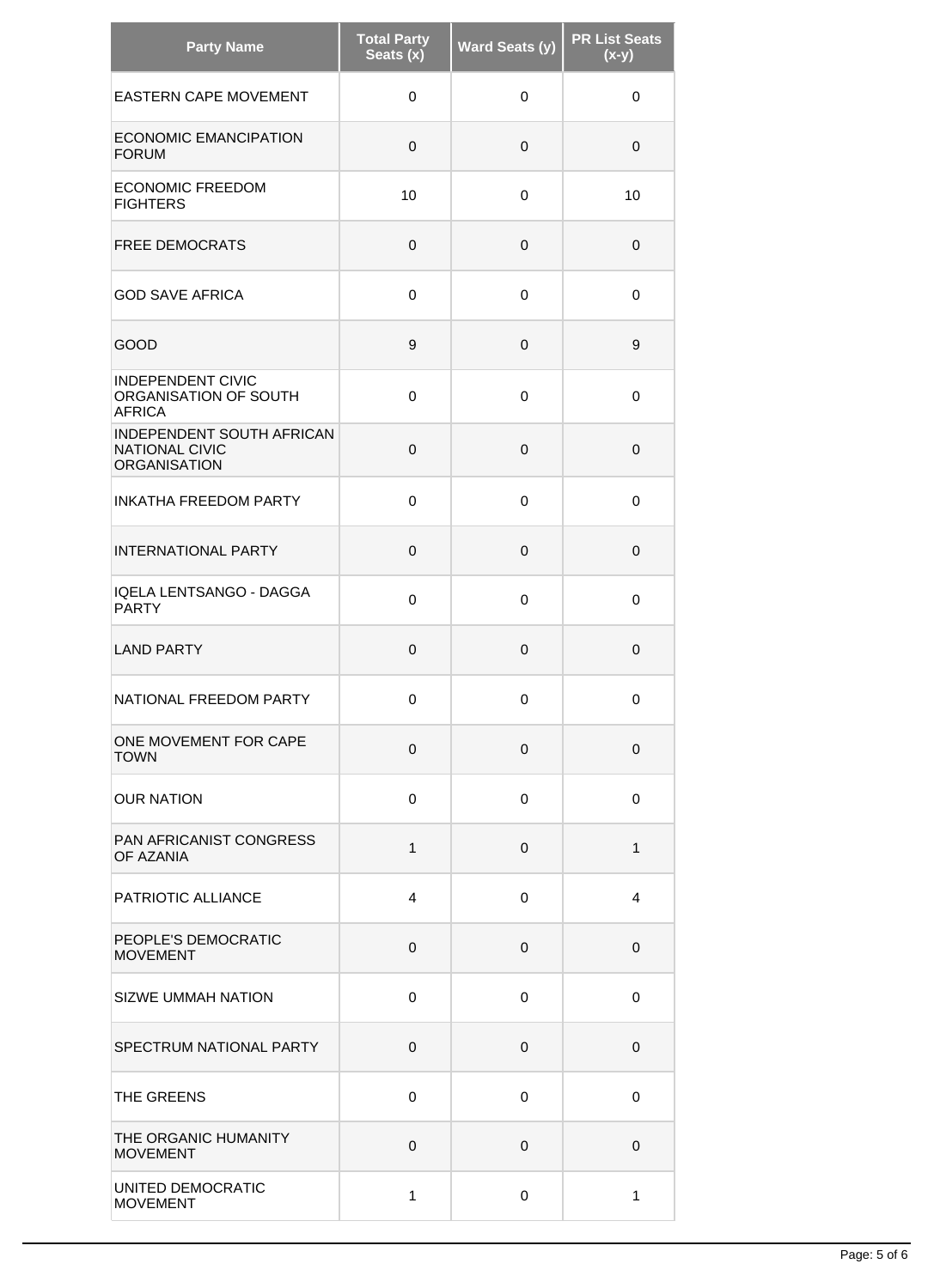| Party Name | Total Party Seats (x) | Ward Seats (y) | PR List Seats (x-y) |
|---|---|---|---|
| EASTERN CAPE MOVEMENT | 0 | 0 | 0 |
| ECONOMIC EMANCIPATION FORUM | 0 | 0 | 0 |
| ECONOMIC FREEDOM FIGHTERS | 10 | 0 | 10 |
| FREE DEMOCRATS | 0 | 0 | 0 |
| GOD SAVE AFRICA | 0 | 0 | 0 |
| GOOD | 9 | 0 | 9 |
| INDEPENDENT CIVIC ORGANISATION OF SOUTH AFRICA | 0 | 0 | 0 |
| INDEPENDENT SOUTH AFRICAN NATIONAL CIVIC ORGANISATION | 0 | 0 | 0 |
| INKATHA FREEDOM PARTY | 0 | 0 | 0 |
| INTERNATIONAL PARTY | 0 | 0 | 0 |
| IQELA LENTSANGO - DAGGA PARTY | 0 | 0 | 0 |
| LAND PARTY | 0 | 0 | 0 |
| NATIONAL FREEDOM PARTY | 0 | 0 | 0 |
| ONE MOVEMENT FOR CAPE TOWN | 0 | 0 | 0 |
| OUR NATION | 0 | 0 | 0 |
| PAN AFRICANIST CONGRESS OF AZANIA | 1 | 0 | 1 |
| PATRIOTIC ALLIANCE | 4 | 0 | 4 |
| PEOPLE'S DEMOCRATIC MOVEMENT | 0 | 0 | 0 |
| SIZWE UMMAH NATION | 0 | 0 | 0 |
| SPECTRUM NATIONAL PARTY | 0 | 0 | 0 |
| THE GREENS | 0 | 0 | 0 |
| THE ORGANIC HUMANITY MOVEMENT | 0 | 0 | 0 |
| UNITED DEMOCRATIC MOVEMENT | 1 | 0 | 1 |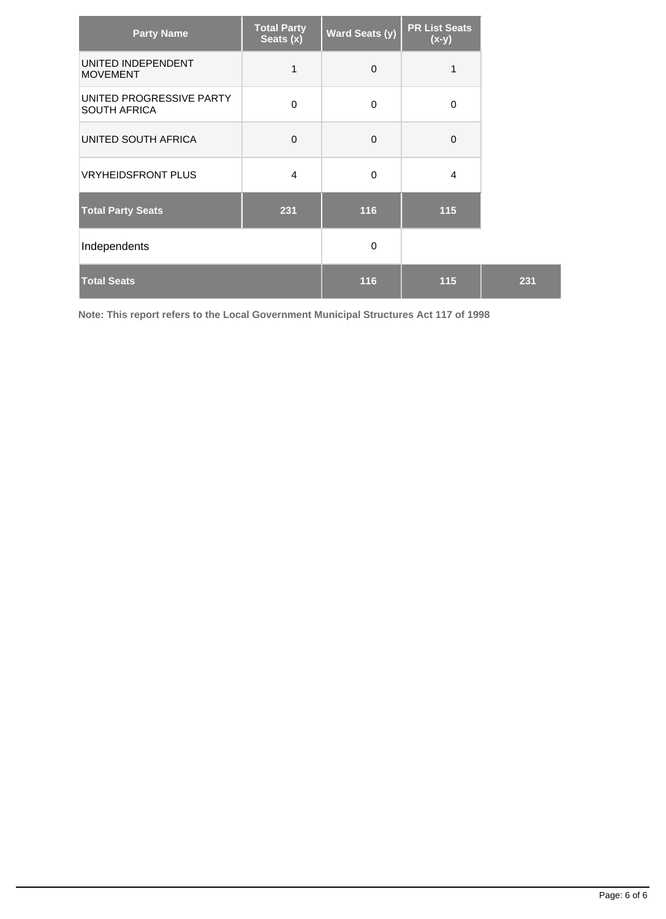| Party Name | Total Party Seats (x) | Ward Seats (y) | PR List Seats (x-y) | |
|---|---|---|---|---|
| UNITED INDEPENDENT MOVEMENT | 1 | 0 | 1 | |
| UNITED PROGRESSIVE PARTY SOUTH AFRICA | 0 | 0 | 0 | |
| UNITED SOUTH AFRICA | 0 | 0 | 0 | |
| VRYHEIDSFRONT PLUS | 4 | 0 | 4 | |
| **Total Party Seats** | **231** | **116** | **115** | |
| Independents | | 0 | | |
| **Total Seats** | | **116** | **115** | **231** |

**Note: This report refers to the Local Government Municipal Structures Act 117 of 1998**